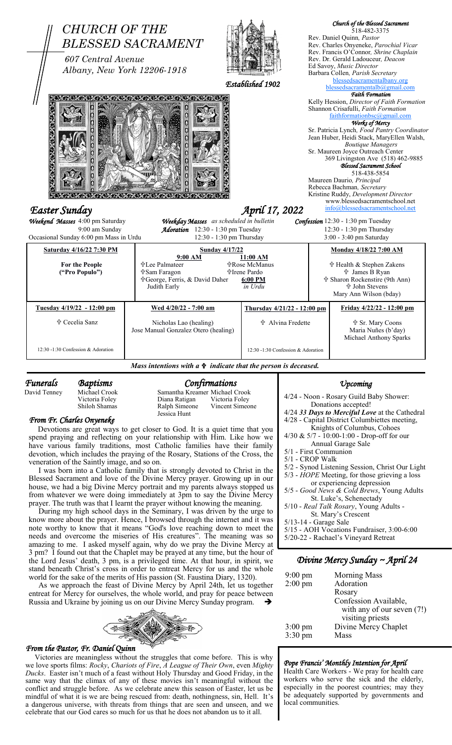# CHURCH OF THE BLESSED SACRAMENT

607 Central Avenue
Albany, New York 12206-1918

*Established 1902*

***Church of the Blessed Sacrament***
518-482-3375
Rev. Daniel Quinn, *Pastor*
Rev. Charles Onyeneke, *Parochial Vicar*
Rev. Francis O'Connor, *Shrine Chaplain*
Rev. Dr. Gerald Ladouceur, *Deacon*
Ed Savoy, *Music Director*
Barbara Collen, *Parish Secretary*
blessedsacramentalbany.org
blessedsacramentalb@gmail.com

***Faith Formation***
Kelly Hession, *Director of Faith Formation*
Shannon Crisafulli, *Faith Formation*
faithformationbsc@gmail.com

***Works of Mercy***
Sr. Patricia Lynch, *Food Pantry Coordinator*
Jean Huber, Heidi Stack, MaryEllen Walsh, *Boutique Managers*
Sr. Maureen Joyce Outreach Center
369 Livingston Ave (518) 462-9885

***Blessed Sacrament School***
518-438-5854
Maureen Daurio, *Principal*
Rebecca Bachman, *Secretary*
Kristine Ruddy, *Development Director*
www.blessedsacramentschool.net
info@blessedsacramentschool.net

## *Easter Sunday* — *April 17, 2022*

***Weekend Masses*** 4:00 pm Saturday
9:00 am Sunday
Occasional Sunday 6:00 pm Mass in Urdu

***Weekday Masses*** *as scheduled in bulletin*
***Adoration*** 12:30 - 1:30 pm Tuesday
12:30 - 1:30 pm Thursday

***Confession*** 12:30 - 1:30 pm Tuesday
12:30 - 1:30 pm Thursday
3:00 - 3:40 pm Saturday

| Saturday 4/16/22 7:30 PM | Sunday 4/17/22 | | Monday 4/18/22 7:00 AM |
|---|---|---|---|
| | 9:00 AM | 11:00 AM | |
| For the People ("Pro Populo") | ✝Lee Palmateer<br>✝Sam Faragon<br>✝George, Ferris, & David Daher<br>Judith Early | ✝Rose McManus<br>✝Irene Pardo<br>**6:00 PM** *in Urdu* | ✝ Health & Stephen Zakens<br>✝ James B Ryan<br>✝ Sharon Rockenstire (9th Ann)<br>✝ John Stevens<br>Mary Ann Wilson (bday) |

| Tuesday 4/19/22 - 12:00 pm | Wed 4/20/22 - 7:00 am | Thursday 4/21/22 - 12:00 pm | Friday 4/22/22 - 12:00 pm |
|---|---|---|---|
| ✝ Cecelia Sanz | Nicholas Lao (healing)<br>Jose Manual Gonzalez Otero (healing) | ✝ Alvina Fredette | ✝ Sr. Mary Coons<br>Maria Nuñes (b'day)<br>Michael Anthony Sparks |
| 12:30 -1:30 Confession & Adoration | | 12:30 -1:30 Confession & Adoration | |

*Mass intentions with a ✝ indicate that the person is deceased.*

### *Funerals*
David Tenney

### *Baptisms*
Michael Crook
Victoria Foley
Shiloh Shamas

### *Confirmations*
Samantha Kreamer
Michael Crook
Diana Ratigan
Victoria Foley
Ralph Simeone
Vincent Simeone
Jessica Hunt

### *From Fr. Charles Onyeneke*

Devotions are great ways to get closer to God. It is a quiet time that you spend praying and reflecting on your relationship with Him. Like how we have various family traditions, most Catholic families have their family devotion, which includes the praying of the Rosary, Stations of the Cross, the veneration of the Saintly image, and so on.

I was born into a Catholic family that is strongly devoted to Christ in the Blessed Sacrament and love of the Divine Mercy prayer. Growing up in our house, we had a big Divine Mercy portrait and my parents always stopped us from whatever we were doing immediately at 3pm to say the Divine Mercy prayer. The truth was that I learnt the prayer without knowing the meaning.

During my high school days in the Seminary, I was driven by the urge to know more about the prayer. Hence, I browsed through the internet and it was note worthy to know that it means "God's love reaching down to meet the needs and overcome the miseries of His creatures". The meaning was so amazing to me. I asked myself again, why do we pray the Divine Mercy at 3 pm? I found out that the Chaplet may be prayed at any time, but the hour of the Lord Jesus' death, 3 pm, is a privileged time. At that hour, in spirit, we stand beneath Christ's cross in order to entreat Mercy for us and the whole world for the sake of the merits of His passion (St. Faustina Diary, 1320).

As we approach the feast of Divine Mercy by April 24th, let us together entreat for Mercy for ourselves, the whole world, and pray for peace between Russia and Ukraine by joining us on our Divine Mercy Sunday program. ➔

### *From the Pastor, Fr. Daniel Quinn*

Victories are meaningless without the struggles that come before. This is why we love sports films: *Rocky*, *Chariots of Fire*, *A League of Their Own*, even *Mighty Ducks*. Easter isn't much of a feast without Holy Thursday and Good Friday, in the same way that the climax of any of these movies isn't meaningful without the conflict and struggle before. As we celebrate anew this season of Easter, let us be mindful of what it is we are being rescued from: death, nothingness, sin, Hell. It's a dangerous universe, with threats from things that are seen and unseen, and we celebrate that our God cares so much for us that he does not abandon us to it all.

### *Upcoming*

4/24 - Noon - Rosary Guild Baby Shower: Donations accepted!
4/24 ***33 Days to Merciful Love*** at the Cathedral
4/28 - Capital District Columbiettes meeting, Knights of Columbus, Cohoes
4/30 & 5/7 - 10:00-1:00 - Drop-off for our Annual Garage Sale
5/1 - First Communion
5/1 - CROP Walk
5/2 - Synod Listening Session, Christ Our Light
5/3 - *HOPE* Meeting, for those grieving a loss or experiencing depression
5/5 - *Good News & Cold Brews*, Young Adults St. Luke's, Schenectady
5/10 - *Real Talk Rosary*, Young Adults - St. Mary's Crescent
5/13-14 - Garage Sale
5/15 - AOH Vocations Fundraiser, 3:00-6:00
5/20-22 - Rachael's Vineyard Retreat

### *Divine Mercy Sunday ~ April 24*

| | |
|---|---|
| 9:00 pm | Morning Mass |
| 2:00 pm | Adoration<br>Rosary<br>Confession Available, with any of our seven (7!) visiting priests |
| 3:00 pm | Divine Mercy Chaplet |
| 3:30 pm | Mass |

### *Pope Francis' Monthly Intention for April*

Health Care Workers - We pray for health care workers who serve the sick and the elderly, especially in the poorest countries; may they be adequately supported by governments and local communities.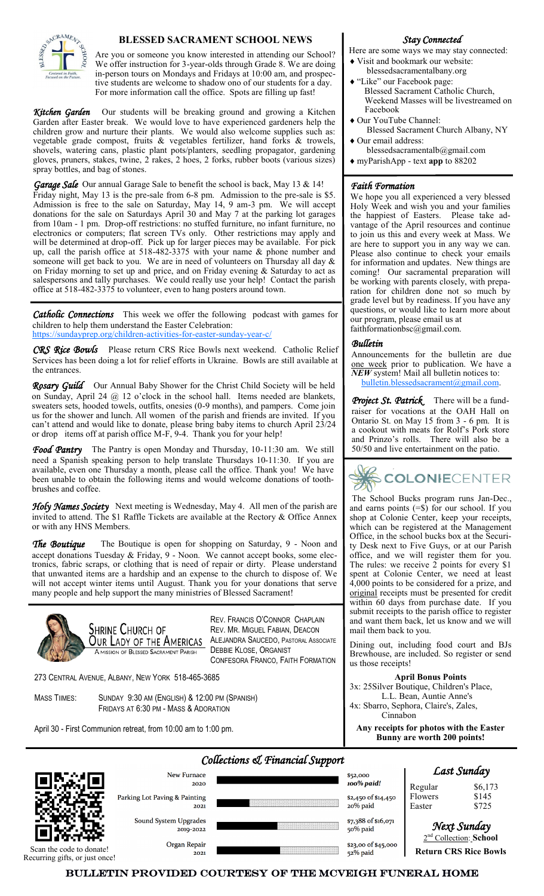## BLESSED SACRAMENT SCHOOL NEWS

Are you or someone you know interested in attending our School? We offer instruction for 3-year-olds through Grade 8. We are doing in-person tours on Mondays and Fridays at 10:00 am, and prospective students are welcome to shadow ono of our students for a day. For more information call the office. Spots are filling up fast!

***Kitchen Garden*** Our students will be breaking ground and growing a Kitchen Garden after Easter break. We would love to have experienced gardeners help the children grow and nurture their plants. We would also welcome supplies such as: vegetable grade compost, fruits & vegetables fertilizer, hand forks & trowels, shovels, watering cans, plastic plant pots/planters, seedling propagator, gardening gloves, pruners, stakes, twine, 2 rakes, 2 hoes, 2 forks, rubber boots (various sizes) spray bottles, and bag of stones.

***Garage Sale*** Our annual Garage Sale to benefit the school is back, May 13 & 14! Friday night, May 13 is the pre-sale from 6-8 pm. Admission to the pre-sale is $5. Admission is free to the sale on Saturday, May 14, 9 am-3 pm. We will accept donations for the sale on Saturdays April 30 and May 7 at the parking lot garages from 10am - 1 pm. Drop-off restrictions: no stuffed furniture, no infant furniture, no electronics or computers; flat screen TVs only. Other restrictions may apply and will be determined at drop-off. Pick up for larger pieces may be available. For pick up, call the parish office at 518-482-3375 with your name & phone number and someone will get back to you. We are in need of volunteers on Thursday all day & on Friday morning to set up and price, and on Friday evening & Saturday to act as salespersons and tally purchases. We could really use your help! Contact the parish office at 518-482-3375 to volunteer, even to hang posters around town.

***Catholic Connections*** This week we offer the following podcast with games for children to help them understand the Easter Celebration:
https://sundayprep.org/children-activities-for-easter-sunday-year-c/

***CRS Rice Bowls*** Please return CRS Rice Bowls next weekend. Catholic Relief Services has been doing a lot for relief efforts in Ukraine. Bowls are still available at the entrances.

***Rosary Guild*** Our Annual Baby Shower for the Christ Child Society will be held on Sunday, April 24 @ 12 o'clock in the school hall. Items needed are blankets, sweaters sets, hooded towels, outfits, onesies (0-9 months), and pampers. Come join us for the shower and lunch. All women of the parish and friends are invited. If you can't attend and would like to donate, please bring baby items to church April 23/24 or drop items off at parish office M-F, 9-4. Thank you for your help!

***Food Pantry*** The Pantry is open Monday and Thursday, 10-11:30 am. We still need a Spanish speaking person to help translate Thursdays 10-11:30. If you are available, even one Thursday a month, please call the office. Thank you! We have been unable to obtain the following items and would welcome donations of toothbrushes and coffee.

***Holy Names Society*** Next meeting is Wednesday, May 4. All men of the parish are invited to attend. The $1 Raffle Tickets are available at the Rectory & Office Annex or with any HNS Members.

***The Boutique*** The Boutique is open for shopping on Saturday, 9 - Noon and accept donations Tuesday & Friday, 9 - Noon. We cannot accept books, some electronics, fabric scraps, or clothing that is need of repair or dirty. Please understand that unwanted items are a hardship and an expense to the church to dispose of. We will not accept winter items until August. Thank you for your donations that serve many people and help support the many ministries of Blessed Sacrament!

## SHRINE CHURCH OF OUR LADY OF THE AMERICAS
A MISSION OF BLESSED SACRAMENT PARISH

REV. FRANCIS O'CONNOR CHAPLAIN
REV. MR. MIGUEL FABIAN, DEACON
ALEJANDRA SAUCEDO, PASTORAL ASSOCIATE
DEBBIE KLOSE, ORGANIST
CONFESORA FRANCO, FAITH FORMATION

273 CENTRAL AVENUE, ALBANY, NEW YORK 518-465-3685

MASS TIIMES: SUNDAY 9:30 AM (ENGLISH) & 12:00 PM (SPANISH)
FRIDAYS AT 6:30 PM - MASS & ADORATION

April 30 - First Communion retreat, from 10:00 am to 1:00 pm.

## *Stay Connected*

Here are some ways we may stay connected:

- Visit and bookmark our website: blessedsacramentalbany.org
- "Like" our Facebook page: Blessed Sacrament Catholic Church, Weekend Masses will be livestreamed on Facebook
- Our YouTube Channel: Blessed Sacrament Church Albany, NY
- Our email address: blessedsacramentalb@gmail.com
- myParishApp - text **app** to 88202

## *Faith Formation*

We hope you all experienced a very blessed Holy Week and wish you and your families the happiest of Easters. Please take advantage of the April resources and continue to join us this and every week at Mass. We are here to support you in any way we can. Please also continue to check your emails for information and updates. New things are coming! Our sacramental preparation will be working with parents closely, with preparation for children done not so much by grade level but by readiness. If you have any questions, or would like to learn more about our program, please email us at faithformationbsc@gmail.com.

## *Bulletin*

Announcements for the bulletin are due one week prior to publication. We have a ***NEW*** system! Mail all bulletin notices to: bulletin.blessedsacrament@gmail.com.

***Project St. Patrick*** There will be a fundraiser for vocations at the OAH Hall on Ontario St. on May 15 from 3 - 6 pm. It is a cookout with meats for Rolf's Pork store and Prinzo's rolls. There will also be a 50/50 and live entertainment on the patio.

## COLONIECENTER

The School Bucks program runs Jan-Dec., and earns points (=$) for our school. If you shop at Colonie Center, keep your receipts, which can be registered at the Management Office, in the school bucks box at the Security Desk next to Five Guys, or at our Parish office, and we will register them for you. The rules: we receive 2 points for every $1 spent at Colonie Center, we need at least 4,000 points to be considered for a prize, and original receipts must be presented for credit within 60 days from purchase date. If you submit receipts to the parish office to register and want them back, let us know and we will mail them back to you.

Dining out, including food court and BJs Brewhouse, are included. So register or send us those receipts!

**April Bonus Points**
3x: 25Silver Boutique, Children's Place, L.L. Bean, Auntie Anne's
4x: Sbarro, Sephora, Claire's, Zales, Cinnabon

**Any receipts for photos with the Easter Bunny are worth 200 points!**

## *Collections & Financial Support*

New Furnace 2020
$52,000
*100% paid!*

Parking Lot Paving & Painting 2021
$2,450 of $14,450
20% paid

Sound System Upgrades 2019-2022
$7,388 of $16,071
50% paid

Organ Repair 2021
$23,00 of $45,000
52% paid

Scan the code to donate! Recurring gifts, or just once!

## *Last Sunday*

| | |
|---|---|
| Regular | $6,173 |
| Flowers | $145 |
| Easter | $725 |

## *Next Sunday*

2nd Collection: **School**

**Return CRS Rice Bowls**

BULLETIN PROVIDED COURTESY OF THE MCVEIGH FUNERAL HOME